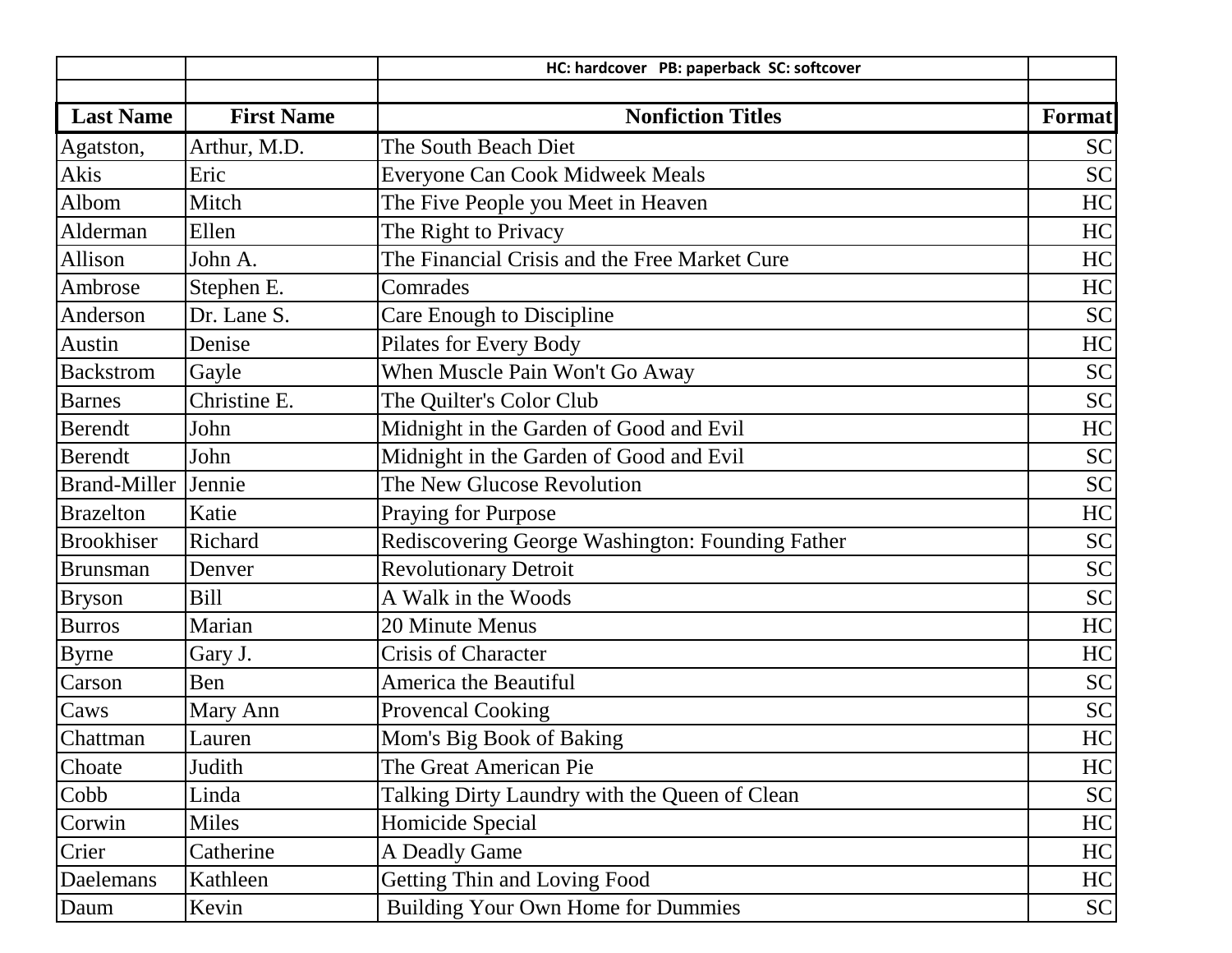HC: hardcover   PB: paperback  SC: softcover

| Last Name | First Name | Nonfiction Titles | Format |
|---|---|---|---|
| Agatston, | Arthur, M.D. | The South Beach Diet | SC |
| Akis | Eric | Everyone Can Cook Midweek Meals | SC |
| Albom | Mitch | The Five People you Meet in Heaven | HC |
| Alderman | Ellen | The Right to Privacy | HC |
| Allison | John A. | The Financial Crisis and the Free Market Cure | HC |
| Ambrose | Stephen E. | Comrades | HC |
| Anderson | Dr. Lane S. | Care Enough to Discipline | SC |
| Austin | Denise | Pilates for Every Body | HC |
| Backstrom | Gayle | When Muscle Pain Won't Go Away | SC |
| Barnes | Christine E. | The Quilter's Color Club | SC |
| Berendt | John | Midnight in the Garden of Good and Evil | HC |
| Berendt | John | Midnight in the Garden of Good and Evil | SC |
| Brand-Miller | Jennie | The New Glucose Revolution | SC |
| Brazelton | Katie | Praying for Purpose | HC |
| Brookhiser | Richard | Rediscovering George Washington: Founding Father | SC |
| Brunsman | Denver | Revolutionary Detroit | SC |
| Bryson | Bill | A Walk in the Woods | SC |
| Burros | Marian | 20 Minute Menus | HC |
| Byrne | Gary J. | Crisis of Character | HC |
| Carson | Ben | America the Beautiful | SC |
| Caws | Mary Ann | Provencal Cooking | SC |
| Chattman | Lauren | Mom's Big Book of Baking | HC |
| Choate | Judith | The Great American Pie | HC |
| Cobb | Linda | Talking Dirty Laundry with the Queen of Clean | SC |
| Corwin | Miles | Homicide Special | HC |
| Crier | Catherine | A Deadly Game | HC |
| Daelemans | Kathleen | Getting Thin and Loving Food | HC |
| Daum | Kevin | Building Your Own Home for Dummies | SC |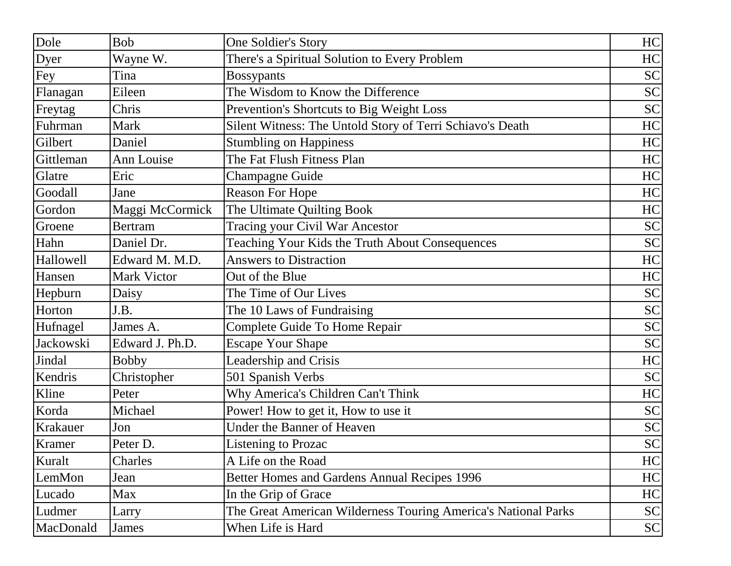| Dole | Bob | One Soldier's Story | HC |
|---|---|---|---|
| Dyer | Wayne W. | There's a Spiritual Solution to Every Problem | HC |
| Fey | Tina | Bossypants | SC |
| Flanagan | Eileen | The Wisdom to Know the Difference | SC |
| Freytag | Chris | Prevention's Shortcuts to Big Weight Loss | SC |
| Fuhrman | Mark | Silent Witness: The Untold Story of Terri Schiavo's Death | HC |
| Gilbert | Daniel | Stumbling on Happiness | HC |
| Gittleman | Ann Louise | The Fat Flush Fitness Plan | HC |
| Glatre | Eric | Champagne Guide | HC |
| Goodall | Jane | Reason For Hope | HC |
| Gordon | Maggi McCormick | The Ultimate Quilting Book | HC |
| Groene | Bertram | Tracing your Civil War Ancestor | SC |
| Hahn | Daniel Dr. | Teaching Your Kids the Truth About Consequences | SC |
| Hallowell | Edward M. M.D. | Answers to Distraction | HC |
| Hansen | Mark Victor | Out of the Blue | HC |
| Hepburn | Daisy | The Time of Our Lives | SC |
| Horton | J.B. | The 10 Laws of Fundraising | SC |
| Hufnagel | James A. | Complete Guide To Home Repair | SC |
| Jackowski | Edward J. Ph.D. | Escape Your Shape | SC |
| Jindal | Bobby | Leadership and Crisis | HC |
| Kendris | Christopher | 501 Spanish Verbs | SC |
| Kline | Peter | Why America's Children Can't Think | HC |
| Korda | Michael | Power! How to get it, How to use it | SC |
| Krakauer | Jon | Under the Banner of Heaven | SC |
| Kramer | Peter D. | Listening to Prozac | SC |
| Kuralt | Charles | A Life on the Road | HC |
| LemMon | Jean | Better Homes and Gardens Annual Recipes 1996 | HC |
| Lucado | Max | In the Grip of Grace | HC |
| Ludmer | Larry | The Great American Wilderness Touring America's National Parks | SC |
| MacDonald | James | When Life is Hard | SC |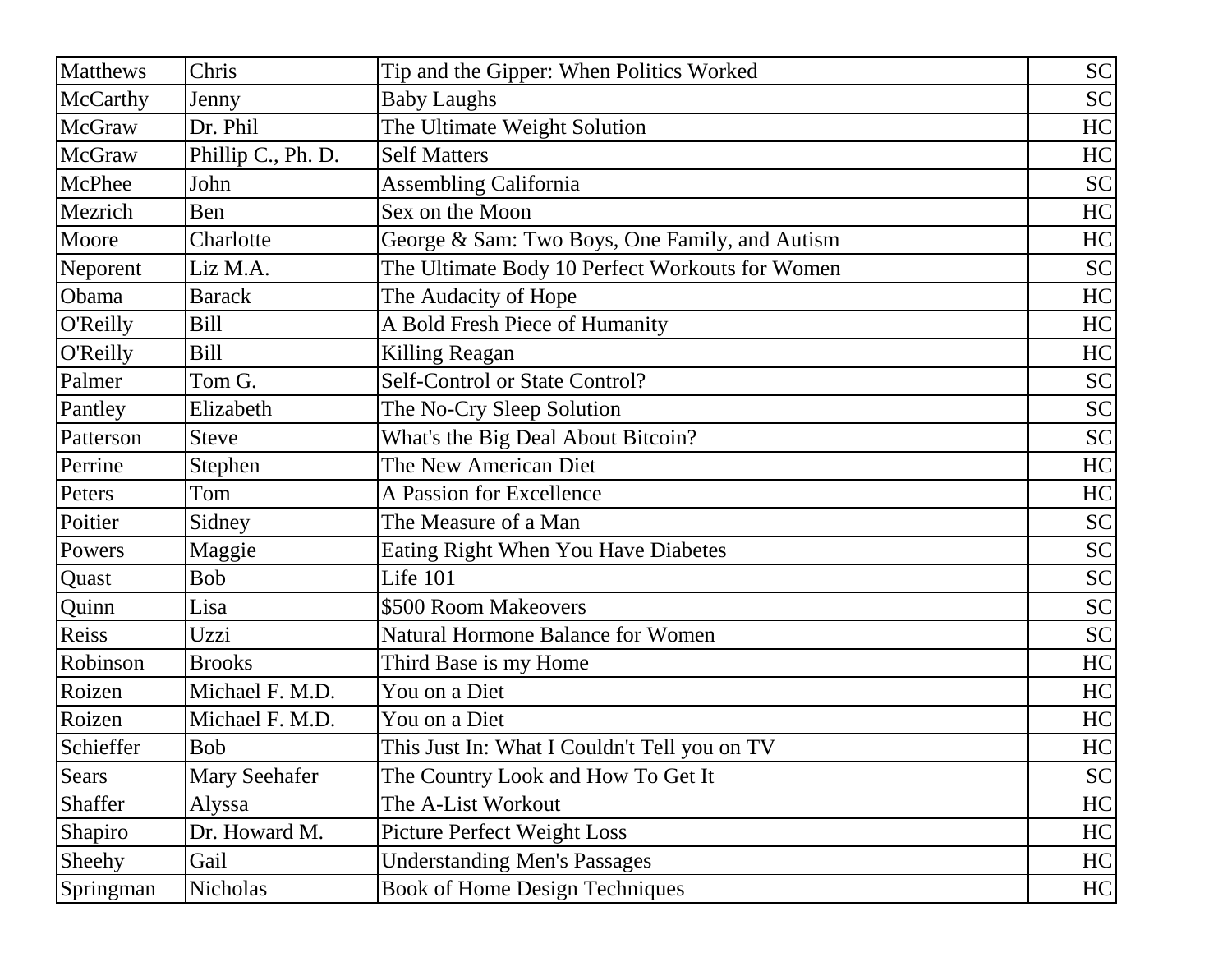| Matthews | Chris | Tip and the Gipper: When Politics Worked | SC |
|---|---|---|---|
| McCarthy | Jenny | Baby Laughs | SC |
| McGraw | Dr. Phil | The Ultimate Weight Solution | HC |
| McGraw | Phillip C., Ph. D. | Self Matters | HC |
| McPhee | John | Assembling California | SC |
| Mezrich | Ben | Sex on the Moon | HC |
| Moore | Charlotte | George & Sam: Two Boys, One Family, and Autism | HC |
| Neporent | Liz M.A. | The Ultimate Body 10 Perfect Workouts for Women | SC |
| Obama | Barack | The Audacity of Hope | HC |
| O'Reilly | Bill | A Bold Fresh Piece of Humanity | HC |
| O'Reilly | Bill | Killing Reagan | HC |
| Palmer | Tom G. | Self-Control or State Control? | SC |
| Pantley | Elizabeth | The No-Cry Sleep Solution | SC |
| Patterson | Steve | What's the Big Deal About Bitcoin? | SC |
| Perrine | Stephen | The New American Diet | HC |
| Peters | Tom | A Passion for Excellence | HC |
| Poitier | Sidney | The Measure of a Man | SC |
| Powers | Maggie | Eating Right When You Have Diabetes | SC |
| Quast | Bob | Life 101 | SC |
| Quinn | Lisa | $500 Room Makeovers | SC |
| Reiss | Uzzi | Natural Hormone Balance for Women | SC |
| Robinson | Brooks | Third Base is my Home | HC |
| Roizen | Michael F. M.D. | You on a Diet | HC |
| Roizen | Michael F. M.D. | You on a Diet | HC |
| Schieffer | Bob | This Just In: What I Couldn't Tell you on TV | HC |
| Sears | Mary Seehafer | The Country Look and How To Get It | SC |
| Shaffer | Alyssa | The A-List Workout | HC |
| Shapiro | Dr. Howard M. | Picture Perfect Weight Loss | HC |
| Sheehy | Gail | Understanding Men's Passages | HC |
| Springman | Nicholas | Book of Home Design Techniques | HC |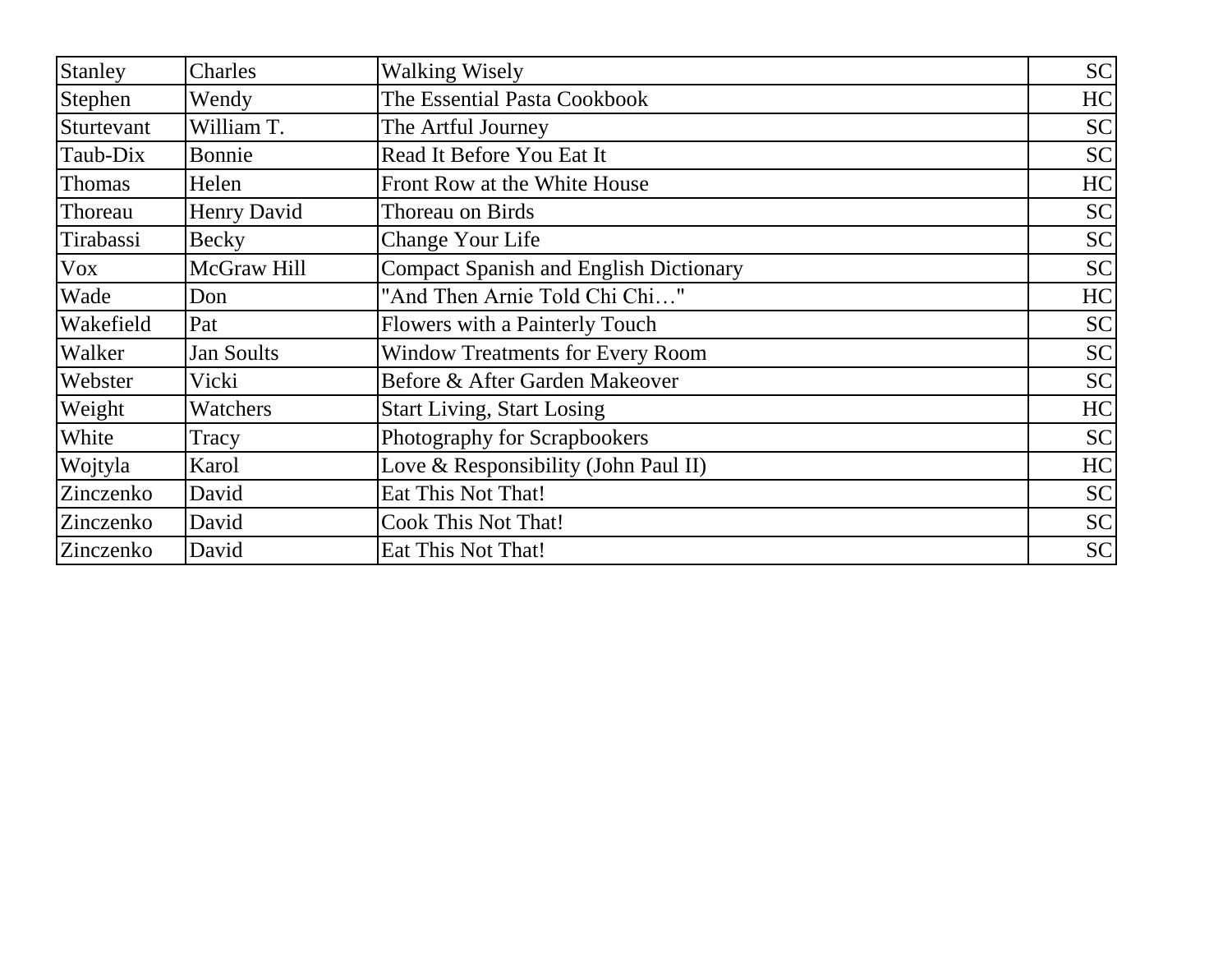| | | | |
|---|---|---|---|
| Stanley | Charles | Walking Wisely | SC |
| Stephen | Wendy | The Essential Pasta Cookbook | HC |
| Sturtevant | William T. | The Artful Journey | SC |
| Taub-Dix | Bonnie | Read It Before You Eat It | SC |
| Thomas | Helen | Front Row at the White House | HC |
| Thoreau | Henry David | Thoreau on Birds | SC |
| Tirabassi | Becky | Change Your Life | SC |
| Vox | McGraw Hill | Compact Spanish and English Dictionary | SC |
| Wade | Don | "And Then Arnie Told Chi Chi…" | HC |
| Wakefield | Pat | Flowers with a Painterly Touch | SC |
| Walker | Jan Soults | Window Treatments for Every Room | SC |
| Webster | Vicki | Before & After Garden Makeover | SC |
| Weight | Watchers | Start Living, Start Losing | HC |
| White | Tracy | Photography for Scrapbookers | SC |
| Wojtyla | Karol | Love & Responsibility (John Paul II) | HC |
| Zinczenko | David | Eat This Not That! | SC |
| Zinczenko | David | Cook This Not That! | SC |
| Zinczenko | David | Eat This Not That! | SC |